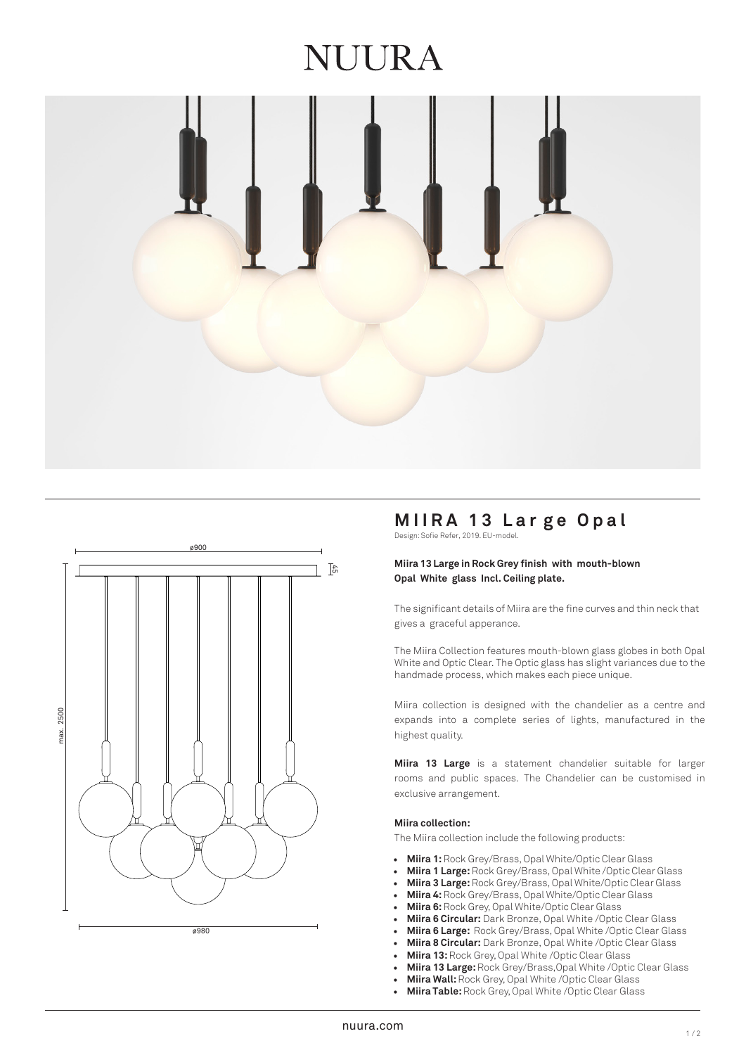# NUURA

## MIIRA 13 Large Opal

Design: Sofie Refer, 2019. EU-model.

**Miira 13 Large in Rock Grey finish with mouth-blown Opal White glass Incl. Ceiling plate.**

The significant details of Miira are the fine curves and thin neck that gives a graceful apperance.

The Miira Collection features mouth-blown glass globes in both Opal White and Optic Clear. The Optic glass has slight variances due to the handmade process, which makes each piece unique.

Miira collection is designed with the chandelier as a centre and expands into a complete series of lights, manufactured in the highest quality.

**Miira 13 Large** is a statement chandelier suitable for larger rooms and public spaces. The Chandelier can be customised in exclusive arrangement.

ø900

45

max. 2500

ø980

**Miira collection:**

The Miira collection include the following products:

- **Miira 1:** Rock Grey/Brass, Opal White/Optic Clear Glass
- **Miira 1 Large:** Rock Grey/Brass, Opal White /Optic Clear Glass
- **Miira 3 Large:** Rock Grey/Brass, Opal White/Optic Clear Glass
- **Miira 4:** Rock Grey/Brass, Opal White/Optic Clear Glass
- **Miira 6:** Rock Grey, Opal White/Optic Clear Glass
- **Miira 6 Circular:** Dark Bronze, Opal White /Optic Clear Glass
- **Miira 6 Large:** Rock Grey/Brass, Opal White /Optic Clear Glass
- **Miira 8 Circular:** Dark Bronze, Opal White /Optic Clear Glass
- **Miira 13:** Rock Grey, Opal White /Optic Clear Glass
- **Miira 13 Large:** Rock Grey/Brass,Opal White /Optic Clear Glass
- **Miira Wall:** Rock Grey, Opal White /Optic Clear Glass
- **Miira Table:** Rock Grey, Opal White /Optic Clear Glass

nuura.com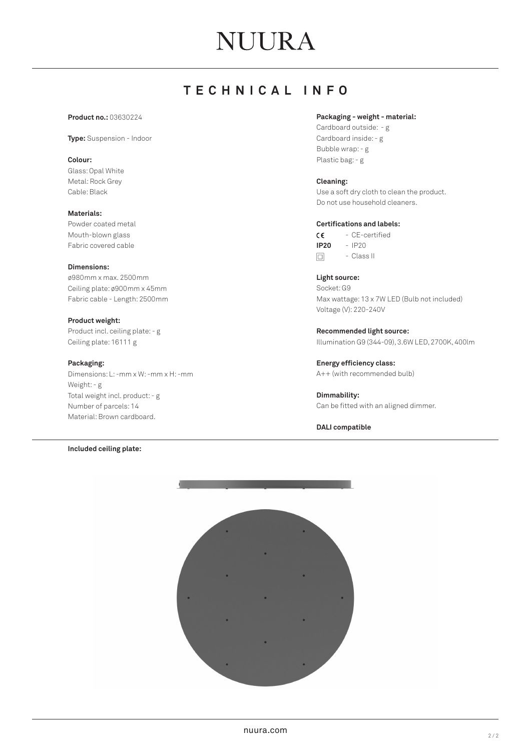# NUURA

## TECHNICAL INFO

**Product no.:** 03630224

**Type:** Suspension - Indoor

**Colour:**
Glass: Opal White
Metal: Rock Grey
Cable: Black

**Materials:**
Powder coated metal
Mouth-blown glass
Fabric covered cable

**Dimensions:**
ø980mm x max. 2500mm
Ceiling plate: ø900mm x 45mm
Fabric cable - Length: 2500mm

**Product weight:**
Product incl. ceiling plate: - g
Ceiling plate: 16111 g

**Packaging:**
Dimensions: L: -mm x W: -mm x H: -mm
Weight: - g
Total weight incl. product: - g
Number of parcels: 14
Material: Brown cardboard.

**Packaging - weight - material:**
Cardboard outside: - g
Cardboard inside: - g
Bubble wrap: - g
Plastic bag: - g

**Cleaning:**
Use a soft dry cloth to clean the product.
Do not use household cleaners.

**Certifications and labels:**
CE - CE-certified
**IP20** - IP20
□ - Class II

**Light source:**
Socket: G9
Max wattage: 13 x 7W LED (Bulb not included)
Voltage (V): 220-240V

**Recommended light source:**
Illumination G9 (344-09), 3.6W LED, 2700K, 400lm

**Energy efficiency class:**
A++ (with recommended bulb)

**Dimmability:**
Can be fitted with an aligned dimmer.

**DALI compatible**

**Included ceiling plate:**

nuura.com